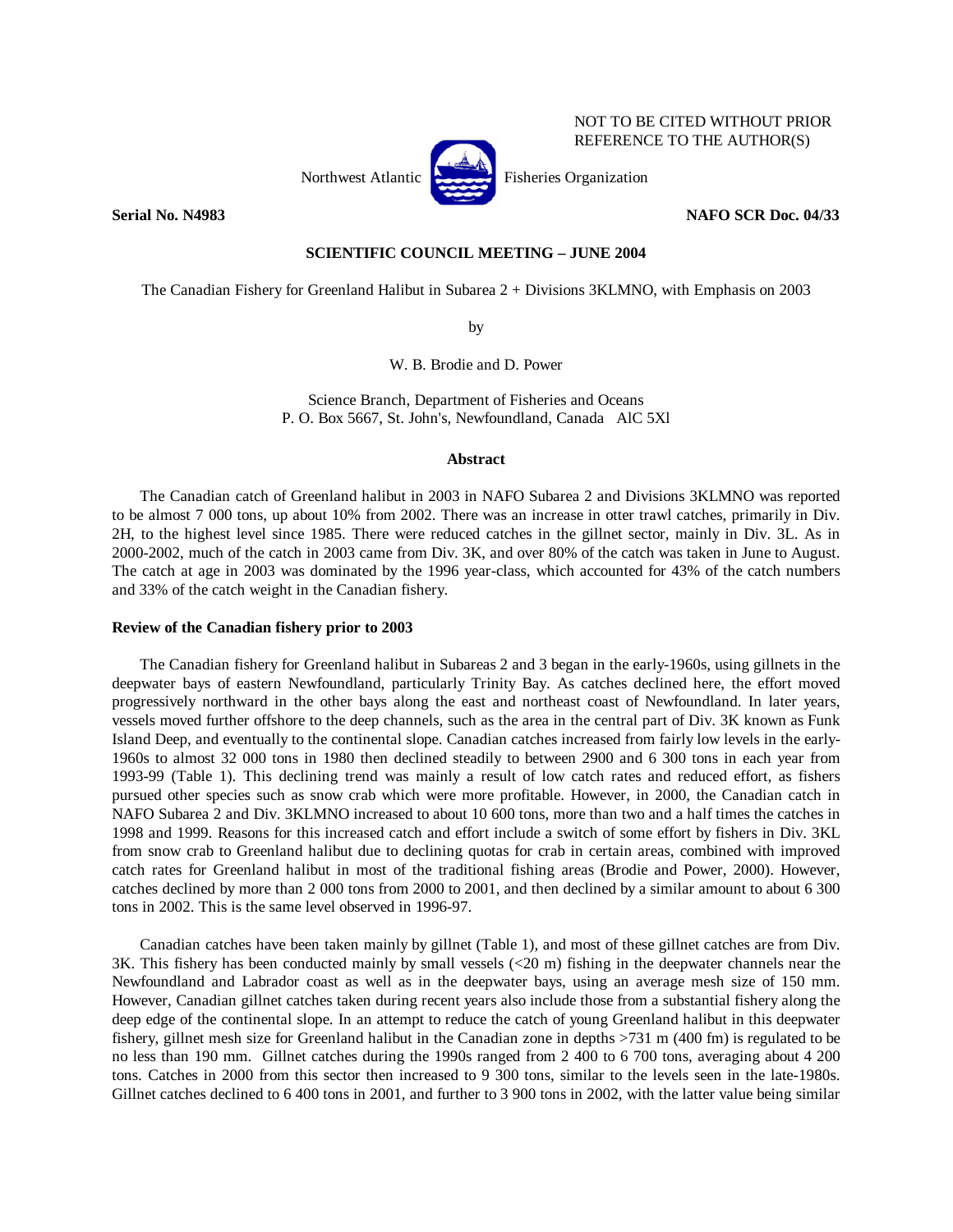NOT TO BE CITED WITHOUT PRIOR REFERENCE TO THE AUTHOR(S)

Northwest Atlantic Fisheries Organization

**Serial No. N4983** **NAFO SCR Doc. 04/33**

**SCIENTIFIC COUNCIL MEETING – JUNE 2004**

The Canadian Fishery for Greenland Halibut in Subarea 2 + Divisions 3KLMNO, with Emphasis on 2003

by

W. B. Brodie and D. Power

Science Branch, Department of Fisheries and Oceans
P. O. Box 5667, St. John's, Newfoundland, Canada AlC 5Xl

**Abstract**

The Canadian catch of Greenland halibut in 2003 in NAFO Subarea 2 and Divisions 3KLMNO was reported to be almost 7 000 tons, up about 10% from 2002. There was an increase in otter trawl catches, primarily in Div. 2H, to the highest level since 1985. There were reduced catches in the gillnet sector, mainly in Div. 3L. As in 2000-2002, much of the catch in 2003 came from Div. 3K, and over 80% of the catch was taken in June to August. The catch at age in 2003 was dominated by the 1996 year-class, which accounted for 43% of the catch numbers and 33% of the catch weight in the Canadian fishery.

**Review of the Canadian fishery prior to 2003**

The Canadian fishery for Greenland halibut in Subareas 2 and 3 began in the early-1960s, using gillnets in the deepwater bays of eastern Newfoundland, particularly Trinity Bay. As catches declined here, the effort moved progressively northward in the other bays along the east and northeast coast of Newfoundland. In later years, vessels moved further offshore to the deep channels, such as the area in the central part of Div. 3K known as Funk Island Deep, and eventually to the continental slope. Canadian catches increased from fairly low levels in the early-1960s to almost 32 000 tons in 1980 then declined steadily to between 2900 and 6 300 tons in each year from 1993-99 (Table 1). This declining trend was mainly a result of low catch rates and reduced effort, as fishers pursued other species such as snow crab which were more profitable. However, in 2000, the Canadian catch in NAFO Subarea 2 and Div. 3KLMNO increased to about 10 600 tons, more than two and a half times the catches in 1998 and 1999. Reasons for this increased catch and effort include a switch of some effort by fishers in Div. 3KL from snow crab to Greenland halibut due to declining quotas for crab in certain areas, combined with improved catch rates for Greenland halibut in most of the traditional fishing areas (Brodie and Power, 2000). However, catches declined by more than 2 000 tons from 2000 to 2001, and then declined by a similar amount to about 6 300 tons in 2002. This is the same level observed in 1996-97.

Canadian catches have been taken mainly by gillnet (Table 1), and most of these gillnet catches are from Div. 3K. This fishery has been conducted mainly by small vessels (<20 m) fishing in the deepwater channels near the Newfoundland and Labrador coast as well as in the deepwater bays, using an average mesh size of 150 mm. However, Canadian gillnet catches taken during recent years also include those from a substantial fishery along the deep edge of the continental slope. In an attempt to reduce the catch of young Greenland halibut in this deepwater fishery, gillnet mesh size for Greenland halibut in the Canadian zone in depths >731 m (400 fm) is regulated to be no less than 190 mm. Gillnet catches during the 1990s ranged from 2 400 to 6 700 tons, averaging about 4 200 tons. Catches in 2000 from this sector then increased to 9 300 tons, similar to the levels seen in the late-1980s. Gillnet catches declined to 6 400 tons in 2001, and further to 3 900 tons in 2002, with the latter value being similar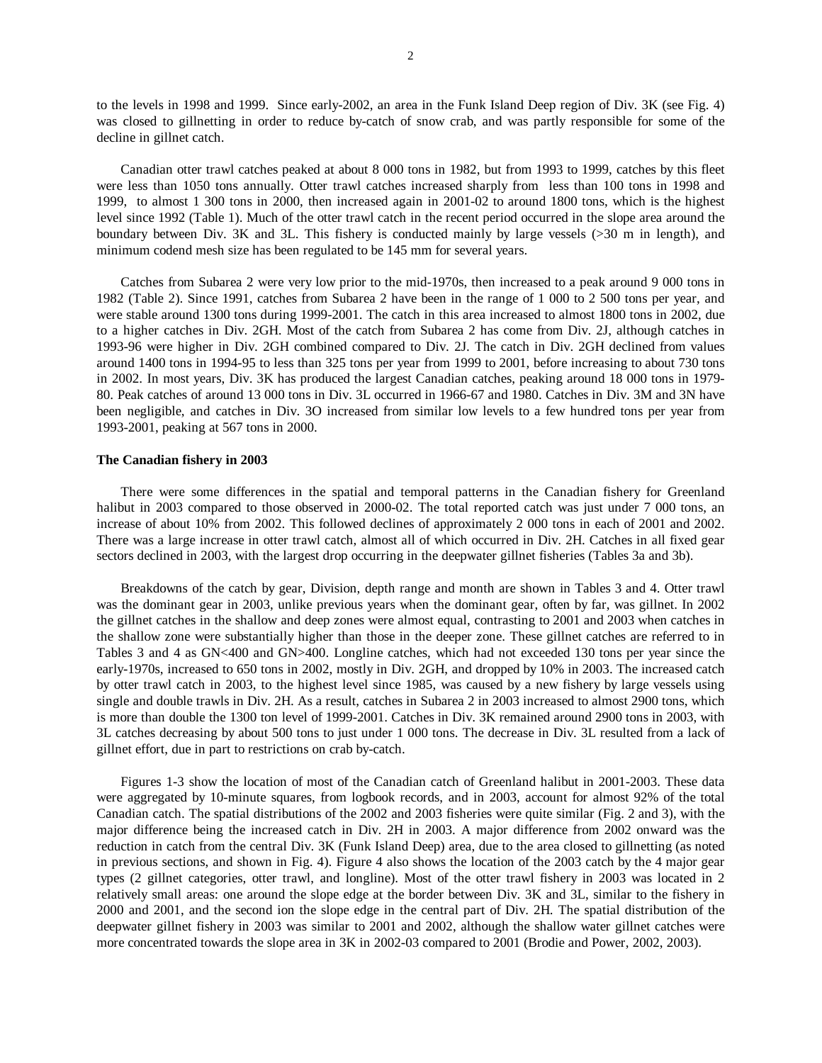to the levels in 1998 and 1999. Since early-2002, an area in the Funk Island Deep region of Div. 3K (see Fig. 4) was closed to gillnetting in order to reduce by-catch of snow crab, and was partly responsible for some of the decline in gillnet catch.

Canadian otter trawl catches peaked at about 8 000 tons in 1982, but from 1993 to 1999, catches by this fleet were less than 1050 tons annually. Otter trawl catches increased sharply from less than 100 tons in 1998 and 1999, to almost 1 300 tons in 2000, then increased again in 2001-02 to around 1800 tons, which is the highest level since 1992 (Table 1). Much of the otter trawl catch in the recent period occurred in the slope area around the boundary between Div. 3K and 3L. This fishery is conducted mainly by large vessels (>30 m in length), and minimum codend mesh size has been regulated to be 145 mm for several years.

Catches from Subarea 2 were very low prior to the mid-1970s, then increased to a peak around 9 000 tons in 1982 (Table 2). Since 1991, catches from Subarea 2 have been in the range of 1 000 to 2 500 tons per year, and were stable around 1300 tons during 1999-2001. The catch in this area increased to almost 1800 tons in 2002, due to a higher catches in Div. 2GH. Most of the catch from Subarea 2 has come from Div. 2J, although catches in 1993-96 were higher in Div. 2GH combined compared to Div. 2J. The catch in Div. 2GH declined from values around 1400 tons in 1994-95 to less than 325 tons per year from 1999 to 2001, before increasing to about 730 tons in 2002. In most years, Div. 3K has produced the largest Canadian catches, peaking around 18 000 tons in 1979-80. Peak catches of around 13 000 tons in Div. 3L occurred in 1966-67 and 1980. Catches in Div. 3M and 3N have been negligible, and catches in Div. 3O increased from similar low levels to a few hundred tons per year from 1993-2001, peaking at 567 tons in 2000.

**The Canadian fishery in 2003**

There were some differences in the spatial and temporal patterns in the Canadian fishery for Greenland halibut in 2003 compared to those observed in 2000-02. The total reported catch was just under 7 000 tons, an increase of about 10% from 2002. This followed declines of approximately 2 000 tons in each of 2001 and 2002. There was a large increase in otter trawl catch, almost all of which occurred in Div. 2H. Catches in all fixed gear sectors declined in 2003, with the largest drop occurring in the deepwater gillnet fisheries (Tables 3a and 3b).

Breakdowns of the catch by gear, Division, depth range and month are shown in Tables 3 and 4. Otter trawl was the dominant gear in 2003, unlike previous years when the dominant gear, often by far, was gillnet. In 2002 the gillnet catches in the shallow and deep zones were almost equal, contrasting to 2001 and 2003 when catches in the shallow zone were substantially higher than those in the deeper zone. These gillnet catches are referred to in Tables 3 and 4 as GN<400 and GN>400. Longline catches, which had not exceeded 130 tons per year since the early-1970s, increased to 650 tons in 2002, mostly in Div. 2GH, and dropped by 10% in 2003. The increased catch by otter trawl catch in 2003, to the highest level since 1985, was caused by a new fishery by large vessels using single and double trawls in Div. 2H. As a result, catches in Subarea 2 in 2003 increased to almost 2900 tons, which is more than double the 1300 ton level of 1999-2001. Catches in Div. 3K remained around 2900 tons in 2003, with 3L catches decreasing by about 500 tons to just under 1 000 tons. The decrease in Div. 3L resulted from a lack of gillnet effort, due in part to restrictions on crab by-catch.

Figures 1-3 show the location of most of the Canadian catch of Greenland halibut in 2001-2003. These data were aggregated by 10-minute squares, from logbook records, and in 2003, account for almost 92% of the total Canadian catch. The spatial distributions of the 2002 and 2003 fisheries were quite similar (Fig. 2 and 3), with the major difference being the increased catch in Div. 2H in 2003. A major difference from 2002 onward was the reduction in catch from the central Div. 3K (Funk Island Deep) area, due to the area closed to gillnetting (as noted in previous sections, and shown in Fig. 4). Figure 4 also shows the location of the 2003 catch by the 4 major gear types (2 gillnet categories, otter trawl, and longline). Most of the otter trawl fishery in 2003 was located in 2 relatively small areas: one around the slope edge at the border between Div. 3K and 3L, similar to the fishery in 2000 and 2001, and the second ion the slope edge in the central part of Div. 2H. The spatial distribution of the deepwater gillnet fishery in 2003 was similar to 2001 and 2002, although the shallow water gillnet catches were more concentrated towards the slope area in 3K in 2002-03 compared to 2001 (Brodie and Power, 2002, 2003).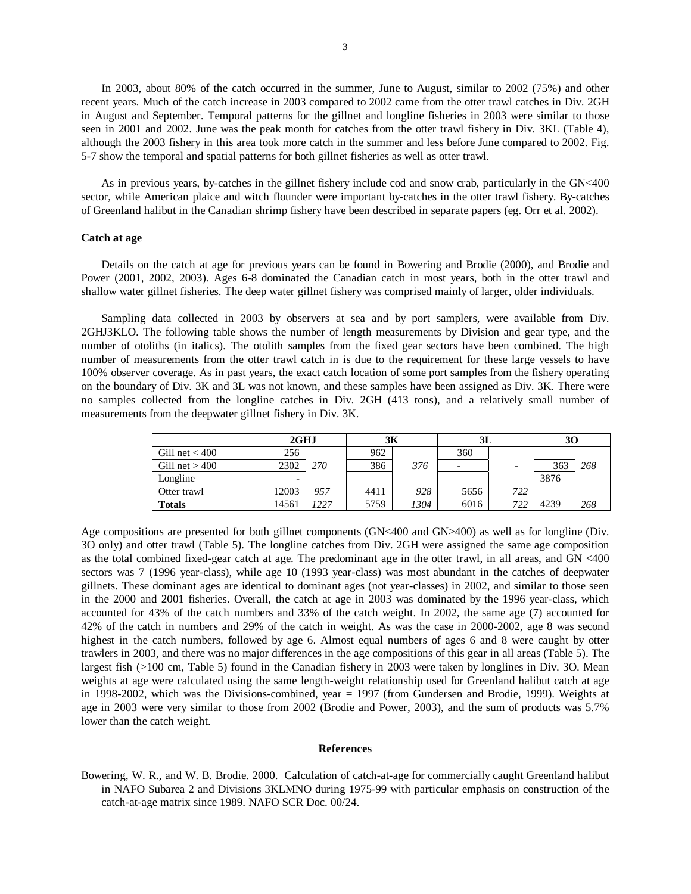In 2003, about 80% of the catch occurred in the summer, June to August, similar to 2002 (75%) and other recent years. Much of the catch increase in 2003 compared to 2002 came from the otter trawl catches in Div. 2GH in August and September. Temporal patterns for the gillnet and longline fisheries in 2003 were similar to those seen in 2001 and 2002. June was the peak month for catches from the otter trawl fishery in Div. 3KL (Table 4), although the 2003 fishery in this area took more catch in the summer and less before June compared to 2002. Fig. 5-7 show the temporal and spatial patterns for both gillnet fisheries as well as otter trawl.

As in previous years, by-catches in the gillnet fishery include cod and snow crab, particularly in the GN<400 sector, while American plaice and witch flounder were important by-catches in the otter trawl fishery. By-catches of Greenland halibut in the Canadian shrimp fishery have been described in separate papers (eg. Orr et al. 2002).

### Catch at age

Details on the catch at age for previous years can be found in Bowering and Brodie (2000), and Brodie and Power (2001, 2002, 2003). Ages 6-8 dominated the Canadian catch in most years, both in the otter trawl and shallow water gillnet fisheries. The deep water gillnet fishery was comprised mainly of larger, older individuals.

Sampling data collected in 2003 by observers at sea and by port samplers, were available from Div. 2GHJ3KLO. The following table shows the number of length measurements by Division and gear type, and the number of otoliths (in italics). The otolith samples from the fixed gear sectors have been combined. The high number of measurements from the otter trawl catch in is due to the requirement for these large vessels to have 100% observer coverage. As in past years, the exact catch location of some port samples from the fishery operating on the boundary of Div. 3K and 3L was not known, and these samples have been assigned as Div. 3K. There were no samples collected from the longline catches in Div. 2GH (413 tons), and a relatively small number of measurements from the deepwater gillnet fishery in Div. 3K.

| | 2GHJ | | 3K | | 3L | | 3O | |
|---|---|---|---|---|---|---|---|---|
| Gill net < 400 | 256 | | 962 | | 360 | | | |
| Gill net > 400 | 2302 | *270* | 386 | *376* | - | - | 363 | *268* |
| Longline | - | | | | | | 3876 | |
| Otter trawl | 12003 | *957* | 4411 | *928* | 5656 | *722* | | |
| **Totals** | 14561 | *1227* | 5759 | *1304* | 6016 | *722* | 4239 | *268* |

Age compositions are presented for both gillnet components (GN<400 and GN>400) as well as for longline (Div. 3O only) and otter trawl (Table 5). The longline catches from Div. 2GH were assigned the same age composition as the total combined fixed-gear catch at age. The predominant age in the otter trawl, in all areas, and GN <400 sectors was 7 (1996 year-class), while age 10 (1993 year-class) was most abundant in the catches of deepwater gillnets. These dominant ages are identical to dominant ages (not year-classes) in 2002, and similar to those seen in the 2000 and 2001 fisheries. Overall, the catch at age in 2003 was dominated by the 1996 year-class, which accounted for 43% of the catch numbers and 33% of the catch weight. In 2002, the same age (7) accounted for 42% of the catch in numbers and 29% of the catch in weight. As was the case in 2000-2002, age 8 was second highest in the catch numbers, followed by age 6. Almost equal numbers of ages 6 and 8 were caught by otter trawlers in 2003, and there was no major differences in the age compositions of this gear in all areas (Table 5). The largest fish (>100 cm, Table 5) found in the Canadian fishery in 2003 were taken by longlines in Div. 3O. Mean weights at age were calculated using the same length-weight relationship used for Greenland halibut catch at age in 1998-2002, which was the Divisions-combined, year = 1997 (from Gundersen and Brodie, 1999). Weights at age in 2003 were very similar to those from 2002 (Brodie and Power, 2003), and the sum of products was 5.7% lower than the catch weight.

## References

Bowering, W. R., and W. B. Brodie. 2000. Calculation of catch-at-age for commercially caught Greenland halibut in NAFO Subarea 2 and Divisions 3KLMNO during 1975-99 with particular emphasis on construction of the catch-at-age matrix since 1989. NAFO SCR Doc. 00/24.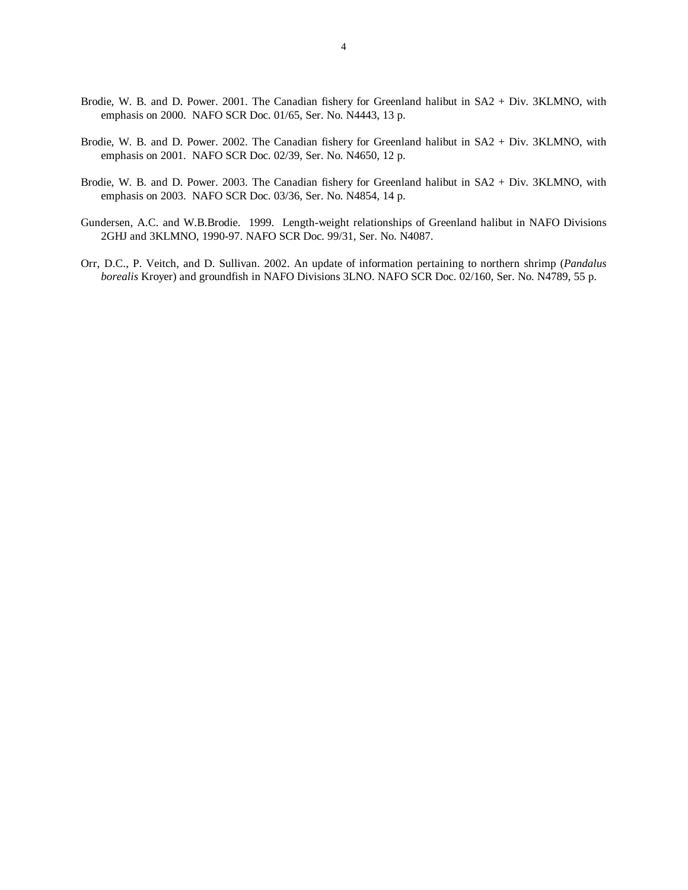Brodie, W. B. and D. Power. 2001. The Canadian fishery for Greenland halibut in SA2 + Div. 3KLMNO, with emphasis on 2000. NAFO SCR Doc. 01/65, Ser. No. N4443, 13 p.

Brodie, W. B. and D. Power. 2002. The Canadian fishery for Greenland halibut in SA2 + Div. 3KLMNO, with emphasis on 2001. NAFO SCR Doc. 02/39, Ser. No. N4650, 12 p.

Brodie, W. B. and D. Power. 2003. The Canadian fishery for Greenland halibut in SA2 + Div. 3KLMNO, with emphasis on 2003. NAFO SCR Doc. 03/36, Ser. No. N4854, 14 p.

Gundersen, A.C. and W.B.Brodie. 1999. Length-weight relationships of Greenland halibut in NAFO Divisions 2GHJ and 3KLMNO, 1990-97. NAFO SCR Doc. 99/31, Ser. No. N4087.

Orr, D.C., P. Veitch, and D. Sullivan. 2002. An update of information pertaining to northern shrimp (*Pandalus borealis* Kroyer) and groundfish in NAFO Divisions 3LNO. NAFO SCR Doc. 02/160, Ser. No. N4789, 55 p.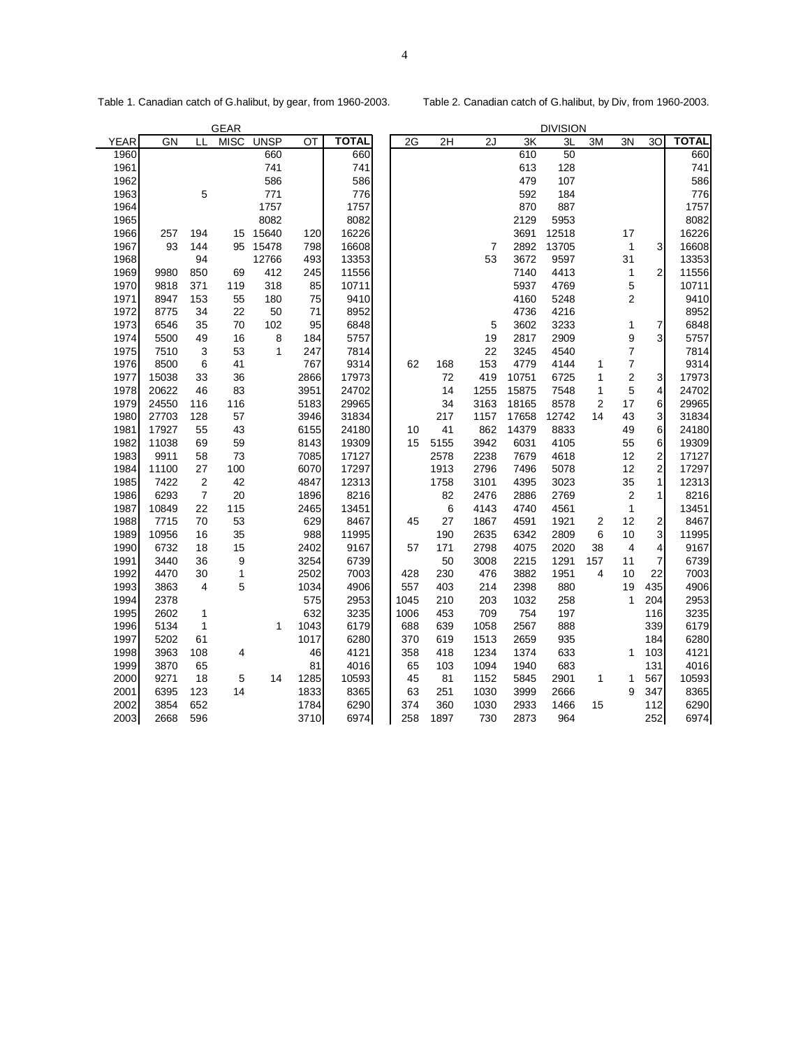Table 1. Canadian catch of G.halibut, by gear, from 1960-2003.

| YEAR | GN | LL | MISC | UNSP | OT | TOTAL |
|---|---|---|---|---|---|---|
| | | | GEAR | | | |
| 1960 | | | | 660 | | 660 |
| 1961 | | | | 741 | | 741 |
| 1962 | | | | 586 | | 586 |
| 1963 | | 5 | | 771 | | 776 |
| 1964 | | | | 1757 | | 1757 |
| 1965 | | | | 8082 | | 8082 |
| 1966 | 257 | 194 | 15 | 15640 | 120 | 16226 |
| 1967 | 93 | 144 | 95 | 15478 | 798 | 16608 |
| 1968 | | 94 | | 12766 | 493 | 13353 |
| 1969 | 9980 | 850 | 69 | 412 | 245 | 11556 |
| 1970 | 9818 | 371 | 119 | 318 | 85 | 10711 |
| 1971 | 8947 | 153 | 55 | 180 | 75 | 9410 |
| 1972 | 8775 | 34 | 22 | 50 | 71 | 8952 |
| 1973 | 6546 | 35 | 70 | 102 | 95 | 6848 |
| 1974 | 5500 | 49 | 16 | 8 | 184 | 5757 |
| 1975 | 7510 | 3 | 53 | 1 | 247 | 7814 |
| 1976 | 8500 | 6 | 41 | | 767 | 9314 |
| 1977 | 15038 | 33 | 36 | | 2866 | 17973 |
| 1978 | 20622 | 46 | 83 | | 3951 | 24702 |
| 1979 | 24550 | 116 | 116 | | 5183 | 29965 |
| 1980 | 27703 | 128 | 57 | | 3946 | 31834 |
| 1981 | 17927 | 55 | 43 | | 6155 | 24180 |
| 1982 | 11038 | 69 | 59 | | 8143 | 19309 |
| 1983 | 9911 | 58 | 73 | | 7085 | 17127 |
| 1984 | 11100 | 27 | 100 | | 6070 | 17297 |
| 1985 | 7422 | 2 | 42 | | 4847 | 12313 |
| 1986 | 6293 | 7 | 20 | | 1896 | 8216 |
| 1987 | 10849 | 22 | 115 | | 2465 | 13451 |
| 1988 | 7715 | 70 | 53 | | 629 | 8467 |
| 1989 | 10956 | 16 | 35 | | 988 | 11995 |
| 1990 | 6732 | 18 | 15 | | 2402 | 9167 |
| 1991 | 3440 | 36 | 9 | | 3254 | 6739 |
| 1992 | 4470 | 30 | 1 | | 2502 | 7003 |
| 1993 | 3863 | 4 | 5 | | 1034 | 4906 |
| 1994 | 2378 | | | | 575 | 2953 |
| 1995 | 2602 | 1 | | | 632 | 3235 |
| 1996 | 5134 | 1 | | 1 | 1043 | 6179 |
| 1997 | 5202 | 61 | | | 1017 | 6280 |
| 1998 | 3963 | 108 | 4 | | 46 | 4121 |
| 1999 | 3870 | 65 | | | 81 | 4016 |
| 2000 | 9271 | 18 | 5 | 14 | 1285 | 10593 |
| 2001 | 6395 | 123 | 14 | | 1833 | 8365 |
| 2002 | 3854 | 652 | | | 1784 | 6290 |
| 2003 | 2668 | 596 | | | 3710 | 6974 |

Table 2. Canadian catch of G.halibut, by Div, from 1960-2003.

| YEAR | 2G | 2H | 2J | 3K | 3L | 3M | 3N | 3O | TOTAL |
|---|---|---|---|---|---|---|---|---|---|
| | | | | DIVISION | | | | | |
| 1960 | | | | 610 | 50 | | | | 660 |
| 1961 | | | | 613 | 128 | | | | 741 |
| 1962 | | | | 479 | 107 | | | | 586 |
| 1963 | | | | 592 | 184 | | | | 776 |
| 1964 | | | | 870 | 887 | | | | 1757 |
| 1965 | | | | 2129 | 5953 | | | | 8082 |
| 1966 | | | | 3691 | 12518 | | 17 | | 16226 |
| 1967 | | | 7 | 2892 | 13705 | | 1 | 3 | 16608 |
| 1968 | | | 53 | 3672 | 9597 | | 31 | | 13353 |
| 1969 | | | | 7140 | 4413 | | 1 | 2 | 11556 |
| 1970 | | | | 5937 | 4769 | | 5 | | 10711 |
| 1971 | | | | 4160 | 5248 | | 2 | | 9410 |
| 1972 | | | | 4736 | 4216 | | | | 8952 |
| 1973 | | | 5 | 3602 | 3233 | | 1 | 7 | 6848 |
| 1974 | | | 19 | 2817 | 2909 | | 9 | 3 | 5757 |
| 1975 | | | 22 | 3245 | 4540 | | 7 | | 7814 |
| 1976 | 62 | 168 | 153 | 4779 | 4144 | 1 | 7 | | 9314 |
| 1977 | | 72 | 419 | 10751 | 6725 | 1 | 2 | 3 | 17973 |
| 1978 | | 14 | 1255 | 15875 | 7548 | 1 | 5 | 4 | 24702 |
| 1979 | | 34 | 3163 | 18165 | 8578 | 2 | 17 | 6 | 29965 |
| 1980 | | 217 | 1157 | 17658 | 12742 | 14 | 43 | 3 | 31834 |
| 1981 | 10 | 41 | 862 | 14379 | 8833 | | 49 | 6 | 24180 |
| 1982 | 15 | 5155 | 3942 | 6031 | 4105 | | 55 | 6 | 19309 |
| 1983 | | 2578 | 2238 | 7679 | 4618 | | 12 | 2 | 17127 |
| 1984 | | 1913 | 2796 | 7496 | 5078 | | 12 | 2 | 17297 |
| 1985 | | 1758 | 3101 | 4395 | 3023 | | 35 | 1 | 12313 |
| 1986 | | 82 | 2476 | 2886 | 2769 | | 2 | 1 | 8216 |
| 1987 | | 6 | 4143 | 4740 | 4561 | | 1 | | 13451 |
| 1988 | 45 | 27 | 1867 | 4591 | 1921 | 2 | 12 | 2 | 8467 |
| 1989 | | 190 | 2635 | 6342 | 2809 | 6 | 10 | 3 | 11995 |
| 1990 | 57 | 171 | 2798 | 4075 | 2020 | 38 | 4 | 4 | 9167 |
| 1991 | | 50 | 3008 | 2215 | 1291 | 157 | 11 | 7 | 6739 |
| 1992 | 428 | 230 | 476 | 3882 | 1951 | 4 | 10 | 22 | 7003 |
| 1993 | 557 | 403 | 214 | 2398 | 880 | | 19 | 435 | 4906 |
| 1994 | 1045 | 210 | 203 | 1032 | 258 | | 1 | 204 | 2953 |
| 1995 | 1006 | 453 | 709 | 754 | 197 | | | 116 | 3235 |
| 1996 | 688 | 639 | 1058 | 2567 | 888 | | | 339 | 6179 |
| 1997 | 370 | 619 | 1513 | 2659 | 935 | | | 184 | 6280 |
| 1998 | 358 | 418 | 1234 | 1374 | 633 | | 1 | 103 | 4121 |
| 1999 | 65 | 103 | 1094 | 1940 | 683 | | | 131 | 4016 |
| 2000 | 45 | 81 | 1152 | 5845 | 2901 | 1 | 1 | 567 | 10593 |
| 2001 | 63 | 251 | 1030 | 3999 | 2666 | | 9 | 347 | 8365 |
| 2002 | 374 | 360 | 1030 | 2933 | 1466 | 15 | | 112 | 6290 |
| 2003 | 258 | 1897 | 730 | 2873 | 964 | | | 252 | 6974 |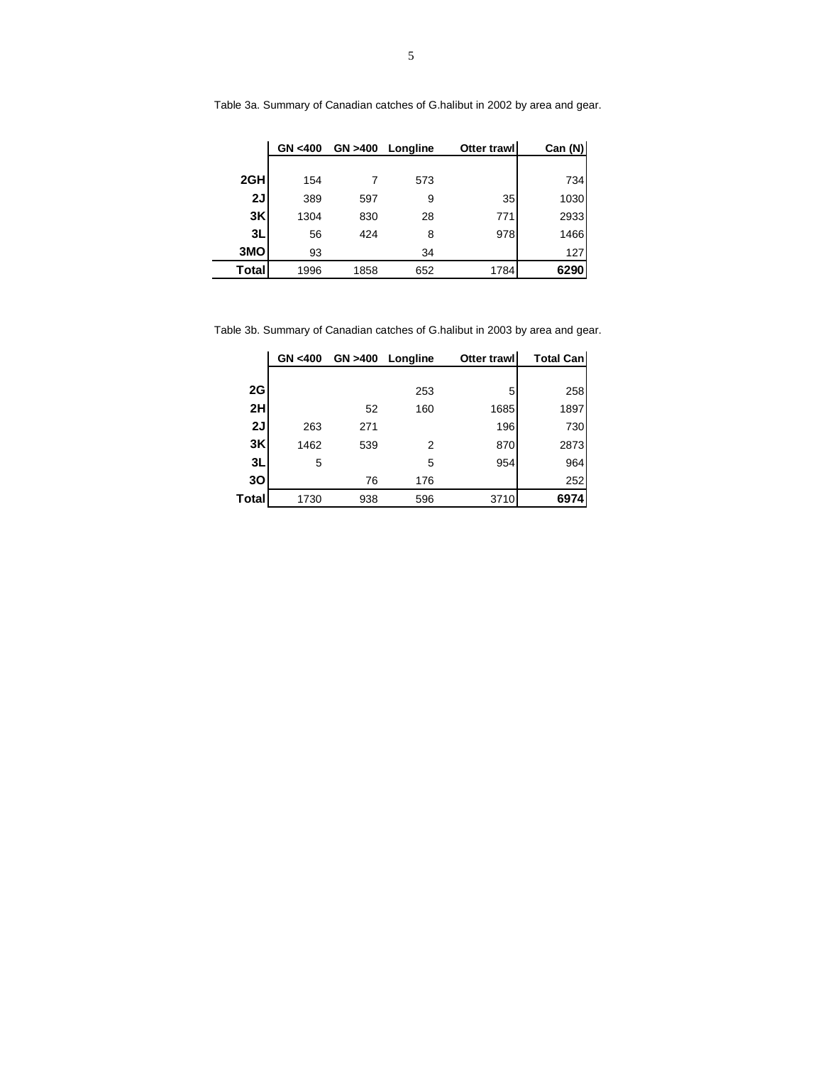Table 3a. Summary of Canadian catches of G.halibut in 2002 by area and gear.

| | GN <400 | GN >400 | Longline | Otter trawl | Can (N) |
|---|---|---|---|---|---|
| **2GH** | 154 | 7 | 573 | | 734 |
| **2J** | 389 | 597 | 9 | 35 | 1030 |
| **3K** | 1304 | 830 | 28 | 771 | 2933 |
| **3L** | 56 | 424 | 8 | 978 | 1466 |
| **3MO** | 93 | | 34 | | 127 |
| **Total** | 1996 | 1858 | 652 | 1784 | **6290** |

Table 3b. Summary of Canadian catches of G.halibut in 2003 by area and gear.

| | GN <400 | GN >400 | Longline | Otter trawl | Total Can |
|---|---|---|---|---|---|
| **2G** | | | 253 | 5 | 258 |
| **2H** | | 52 | 160 | 1685 | 1897 |
| **2J** | 263 | 271 | | 196 | 730 |
| **3K** | 1462 | 539 | 2 | 870 | 2873 |
| **3L** | 5 | | 5 | 954 | 964 |
| **3O** | | 76 | 176 | | 252 |
| **Total** | 1730 | 938 | 596 | 3710 | **6974** |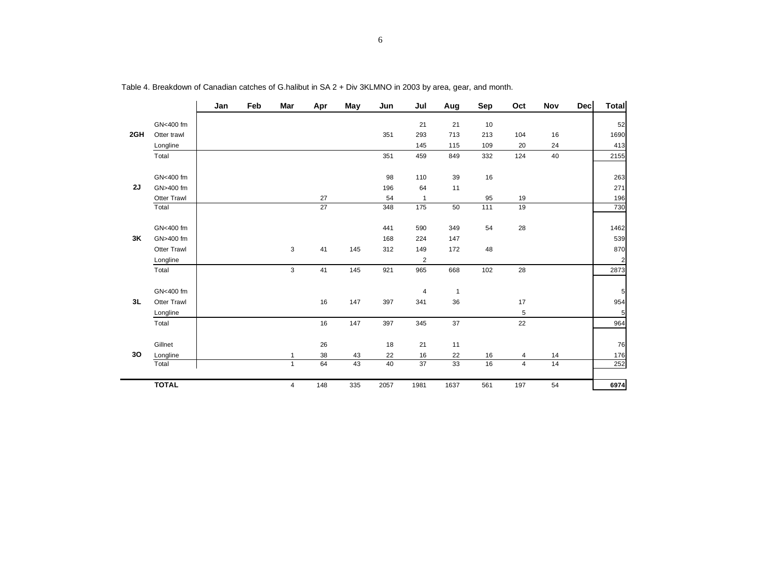Table 4. Breakdown of Canadian catches of G.halibut in SA 2 + Div 3KLMNO in 2003 by area, gear, and month.

| | | Jan | Feb | Mar | Apr | May | Jun | Jul | Aug | Sep | Oct | Nov | Dec | Total |
|---|---|---|---|---|---|---|---|---|---|---|---|---|---|---|
| **2GH** | GN<400 fm | | | | | | | 21 | 21 | 10 | | | | 52 |
| | Otter trawl | | | | | | 351 | 293 | 713 | 213 | 104 | 16 | | 1690 |
| | Longline | | | | | | | 145 | 115 | 109 | 20 | 24 | | 413 |
| | Total | | | | | | 351 | 459 | 849 | 332 | 124 | 40 | | 2155 |
| **2J** | GN<400 fm | | | | | | 98 | 110 | 39 | 16 | | | | 263 |
| | GN>400 fm | | | | | | 196 | 64 | 11 | | | | | 271 |
| | Otter Trawl | | | | 27 | | 54 | 1 | | 95 | 19 | | | 196 |
| | Total | | | | 27 | | 348 | 175 | 50 | 111 | 19 | | | 730 |
| **3K** | GN<400 fm | | | | | | 441 | 590 | 349 | 54 | 28 | | | 1462 |
| | GN>400 fm | | | | | | 168 | 224 | 147 | | | | | 539 |
| | Otter Trawl | | | 3 | 41 | 145 | 312 | 149 | 172 | 48 | | | | 870 |
| | Longline | | | | | | | 2 | | | | | | 2 |
| | Total | | | 3 | 41 | 145 | 921 | 965 | 668 | 102 | 28 | | | 2873 |
| **3L** | GN<400 fm | | | | | | | 4 | 1 | | | | | 5 |
| | Otter Trawl | | | | 16 | 147 | 397 | 341 | 36 | | 17 | | | 954 |
| | Longline | | | | | | | | | | 5 | | | 5 |
| | Total | | | | 16 | 147 | 397 | 345 | 37 | | 22 | | | 964 |
| **3O** | Gillnet | | | | 26 | | 18 | 21 | 11 | | | | | 76 |
| | Longline | | | 1 | 38 | 43 | 22 | 16 | 22 | 16 | 4 | 14 | | 176 |
| | Total | | | 1 | 64 | 43 | 40 | 37 | 33 | 16 | 4 | 14 | | 252 |
| | **TOTAL** | | | 4 | 148 | 335 | 2057 | 1981 | 1637 | 561 | 197 | 54 | | **6974** |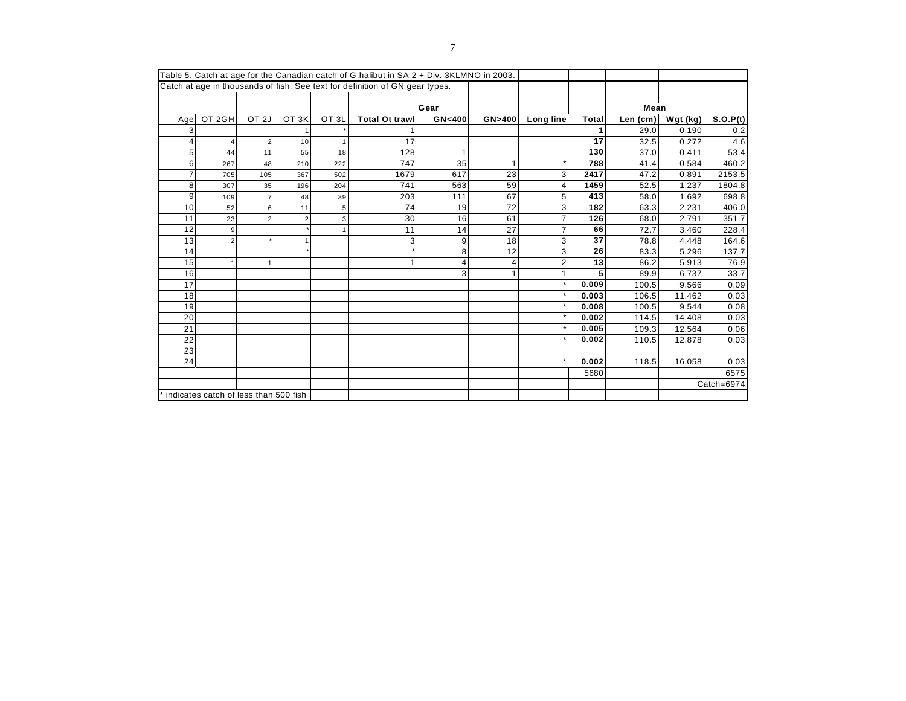Table 5. Catch at age for the Canadian catch of G.halibut in SA 2 + Div. 3KLMNO in 2003.

Catch at age in thousands of fish. See text for definition of GN gear types.

| | | | | | | Gear | | | | Mean | | |
|---|---|---|---|---|---|---|---|---|---|---|---|---|
| Age | OT 2GH | OT 2J | OT 3K | OT 3L | Total Ot trawl | GN<400 | GN>400 | Long line | Total | Len (cm) | Wgt (kg) | S.O.P(t) |
| 3 | | | 1 | * | 1 | | | | 1 | 29.0 | 0.190 | 0.2 |
| 4 | 4 | 2 | 10 | 1 | 17 | | | | 17 | 32.5 | 0.272 | 4.6 |
| 5 | 44 | 11 | 55 | 18 | 128 | 1 | | | 130 | 37.0 | 0.411 | 53.4 |
| 6 | 267 | 48 | 210 | 222 | 747 | 35 | 1 | * | 788 | 41.4 | 0.584 | 460.2 |
| 7 | 705 | 105 | 367 | 502 | 1679 | 617 | 23 | 3 | 2417 | 47.2 | 0.891 | 2153.5 |
| 8 | 307 | 35 | 196 | 204 | 741 | 563 | 59 | 4 | 1459 | 52.5 | 1.237 | 1804.8 |
| 9 | 109 | 7 | 48 | 39 | 203 | 111 | 67 | 5 | 413 | 58.0 | 1.692 | 698.8 |
| 10 | 52 | 6 | 11 | 5 | 74 | 19 | 72 | 3 | 182 | 63.3 | 2.231 | 406.0 |
| 11 | 23 | 2 | 2 | 3 | 30 | 16 | 61 | 7 | 126 | 68.0 | 2.791 | 351.7 |
| 12 | 9 | | * | 1 | 11 | 14 | 27 | 7 | 66 | 72.7 | 3.460 | 228.4 |
| 13 | 2 | * | 1 | | 3 | 9 | 18 | 3 | 37 | 78.8 | 4.448 | 164.6 |
| 14 | | | * | | * | 8 | 12 | 3 | 26 | 83.3 | 5.296 | 137.7 |
| 15 | 1 | 1 | | | 1 | 4 | 4 | 2 | 13 | 86.2 | 5.913 | 76.9 |
| 16 | | | | | | 3 | 1 | 1 | 5 | 89.9 | 6.737 | 33.7 |
| 17 | | | | | | | | * | 0.009 | 100.5 | 9.566 | 0.09 |
| 18 | | | | | | | | * | 0.003 | 106.5 | 11.462 | 0.03 |
| 19 | | | | | | | | * | 0.008 | 100.5 | 9.544 | 0.08 |
| 20 | | | | | | | | * | 0.002 | 114.5 | 14.408 | 0.03 |
| 21 | | | | | | | | * | 0.005 | 109.3 | 12.564 | 0.06 |
| 22 | | | | | | | | * | 0.002 | 110.5 | 12.878 | 0.03 |
| 23 | | | | | | | | | | | | |
| 24 | | | | | | | | * | 0.002 | 118.5 | 16.058 | 0.03 |
| | | | | | | | | | 5680 | | | 6575 |
| | | | | | | | | | | | | Catch=6974 |

* indicates catch of less than 500 fish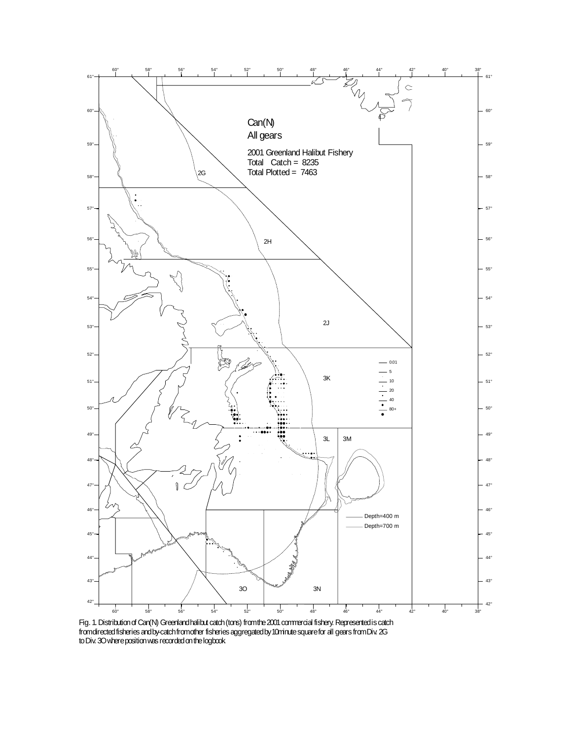Can(N)
All gears

2001 Greenland Halibut Fishery
Total Catch = 8235
Total Plotted = 7463

Fig. 1. Distribution of Can(N) Greenland halibut catch (tons) from the 2001 commercial fishery. Represented is catch from directed fisheries and by-catch from other fisheries aggregated by 10 minute square for all gears from Div. 2G to Div. 3O where position was recorded on the logbook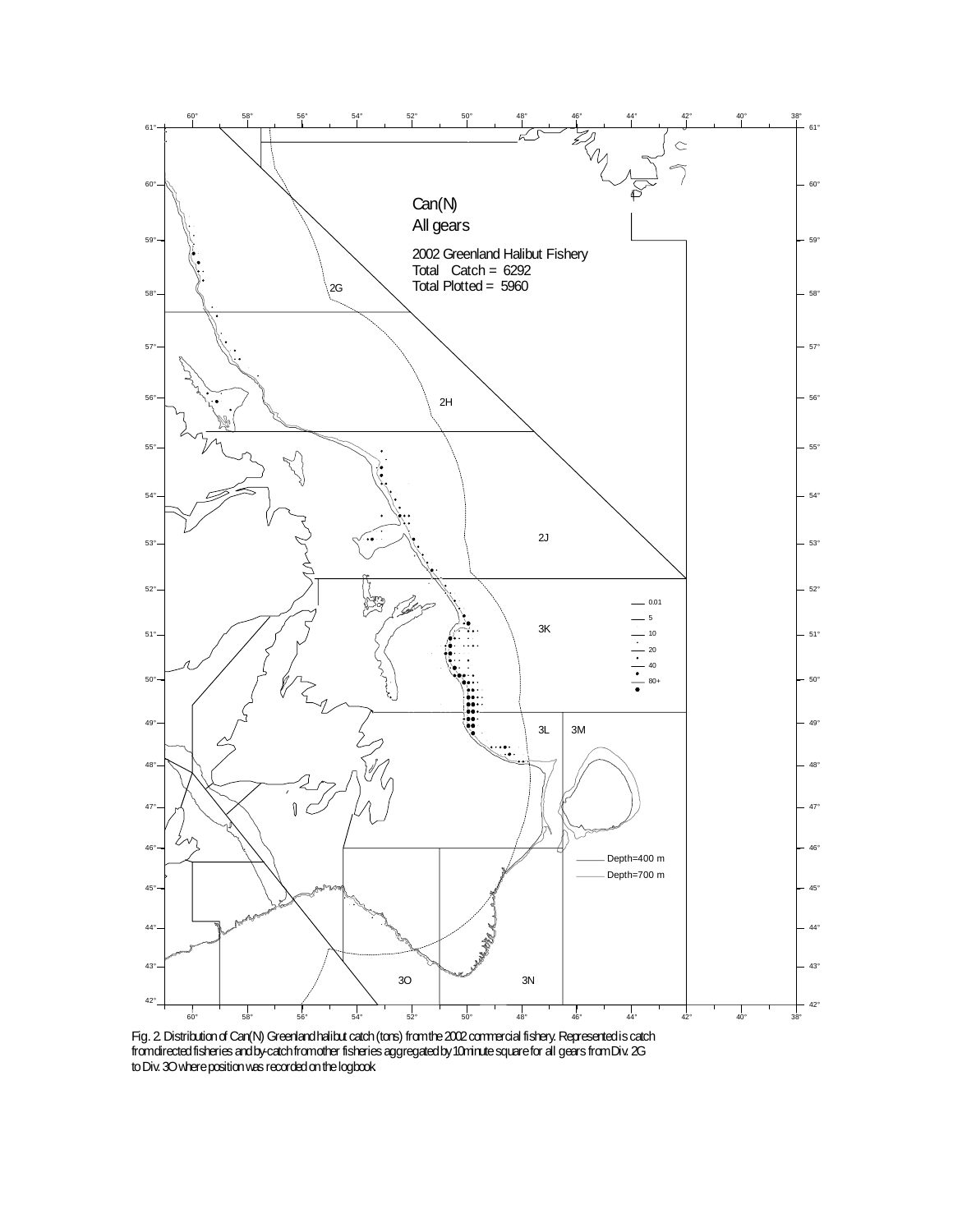Fig. 2. Distribution of Can(N) Greenland halibut catch (tons) from the 2002 commercial fishery. Represented is catch from directed fisheries and by-catch from other fisheries aggregated by 10 minute square for all gears from Div. 2G to Div. 3O where position was recorded on the logbook.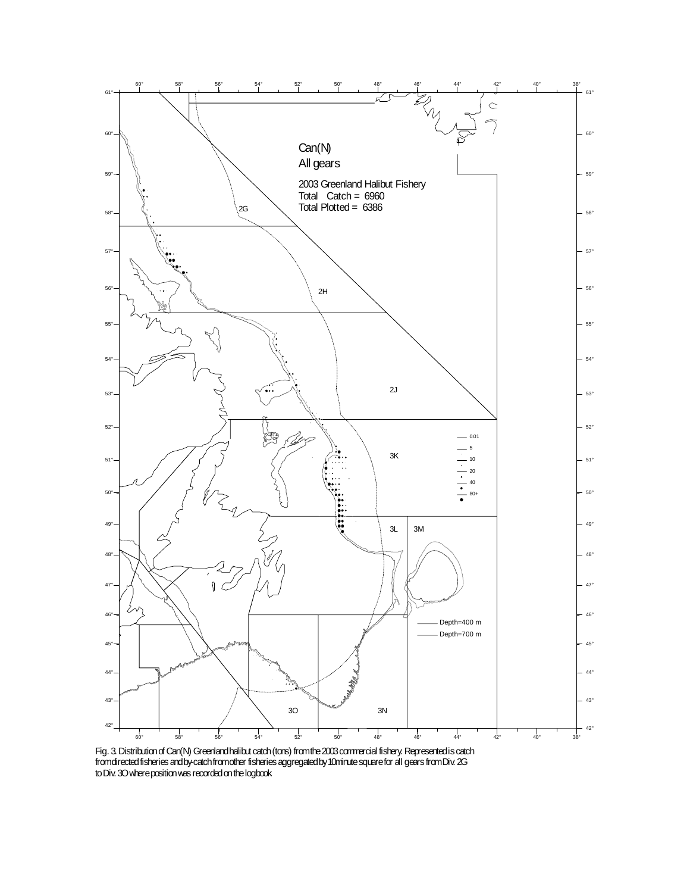Can(N)
All gears

2003 Greenland Halibut Fishery
Total Catch = 6960
Total Plotted = 6386

Fig. 3. Distribution of Can(N) Greenland halibut catch (tons) from the 2003 commercial fishery. Represented is catch from directed fisheries and by-catch from other fisheries aggregated by 10 minute square for all gears from Div. 2G to Div. 3O where position was recorded on the logbook.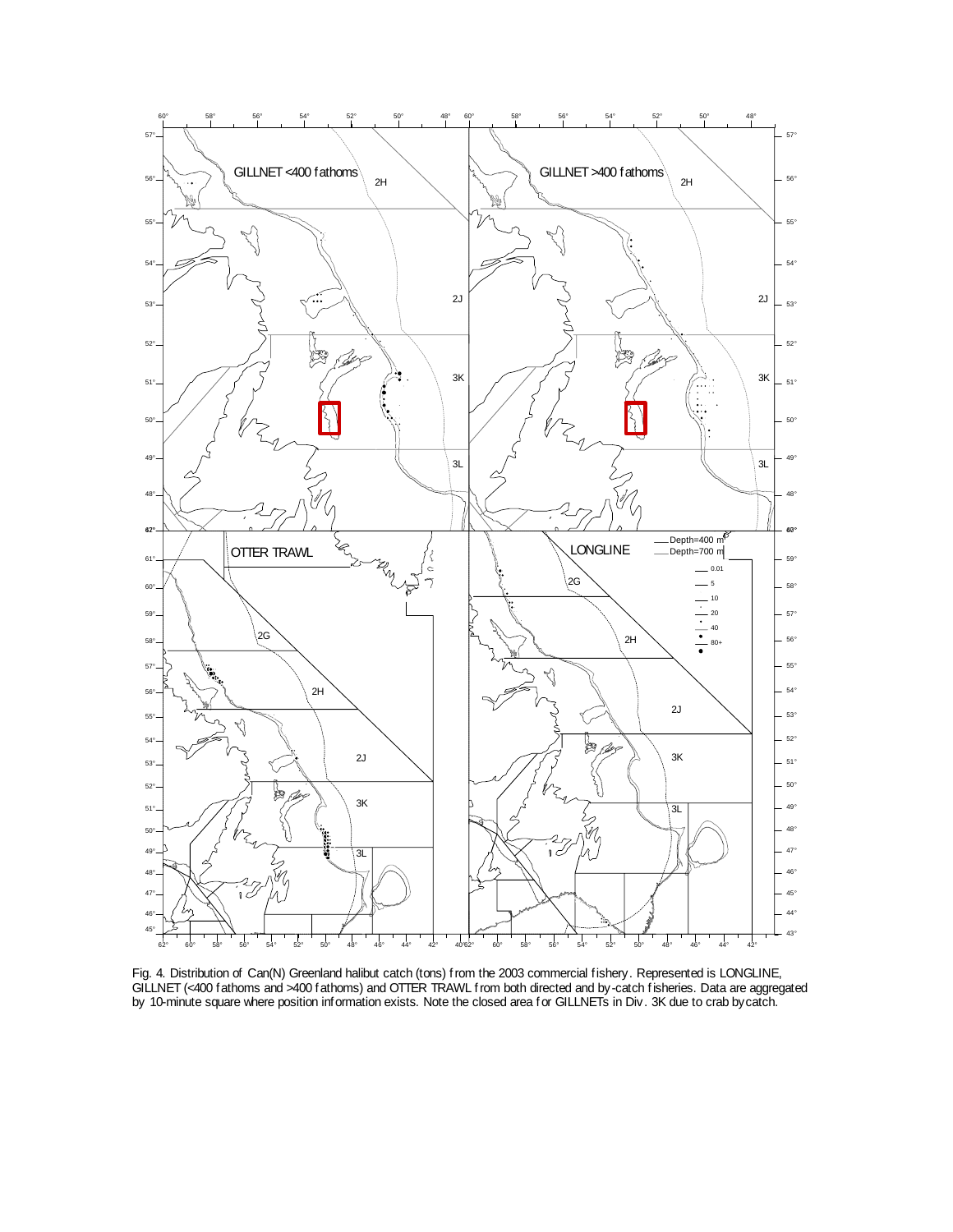Fig. 4. Distribution of Can(N) Greenland halibut catch (tons) from the 2003 commercial fishery. Represented is LONGLINE, GILLNET (<400 fathoms and >400 fathoms) and OTTER TRAWL from both directed and by-catch fisheries. Data are aggregated by 10-minute square where position information exists. Note the closed area for GILLNETs in Div. 3K due to crab bycatch.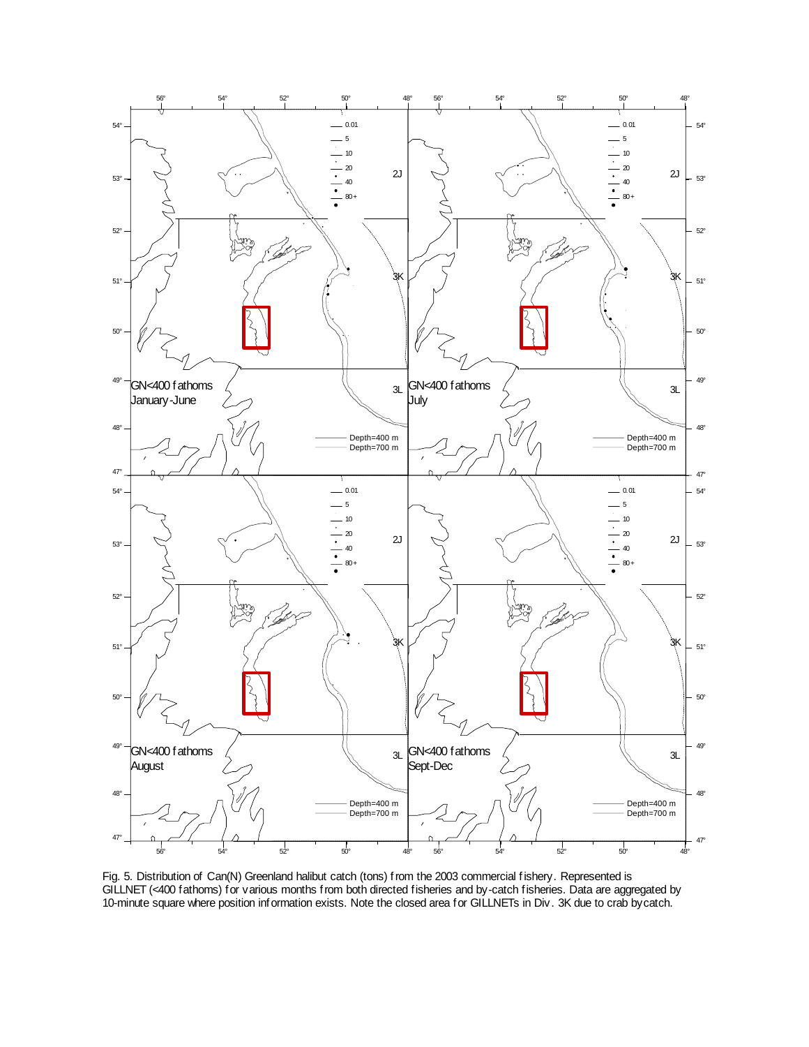Fig. 5. Distribution of Can(N) Greenland halibut catch (tons) from the 2003 commercial fishery. Represented is GILLNET (<400 fathoms) for various months from both directed fisheries and by-catch fisheries. Data are aggregated by 10-minute square where position information exists. Note the closed area for GILLNETs in Div. 3K due to crab bycatch.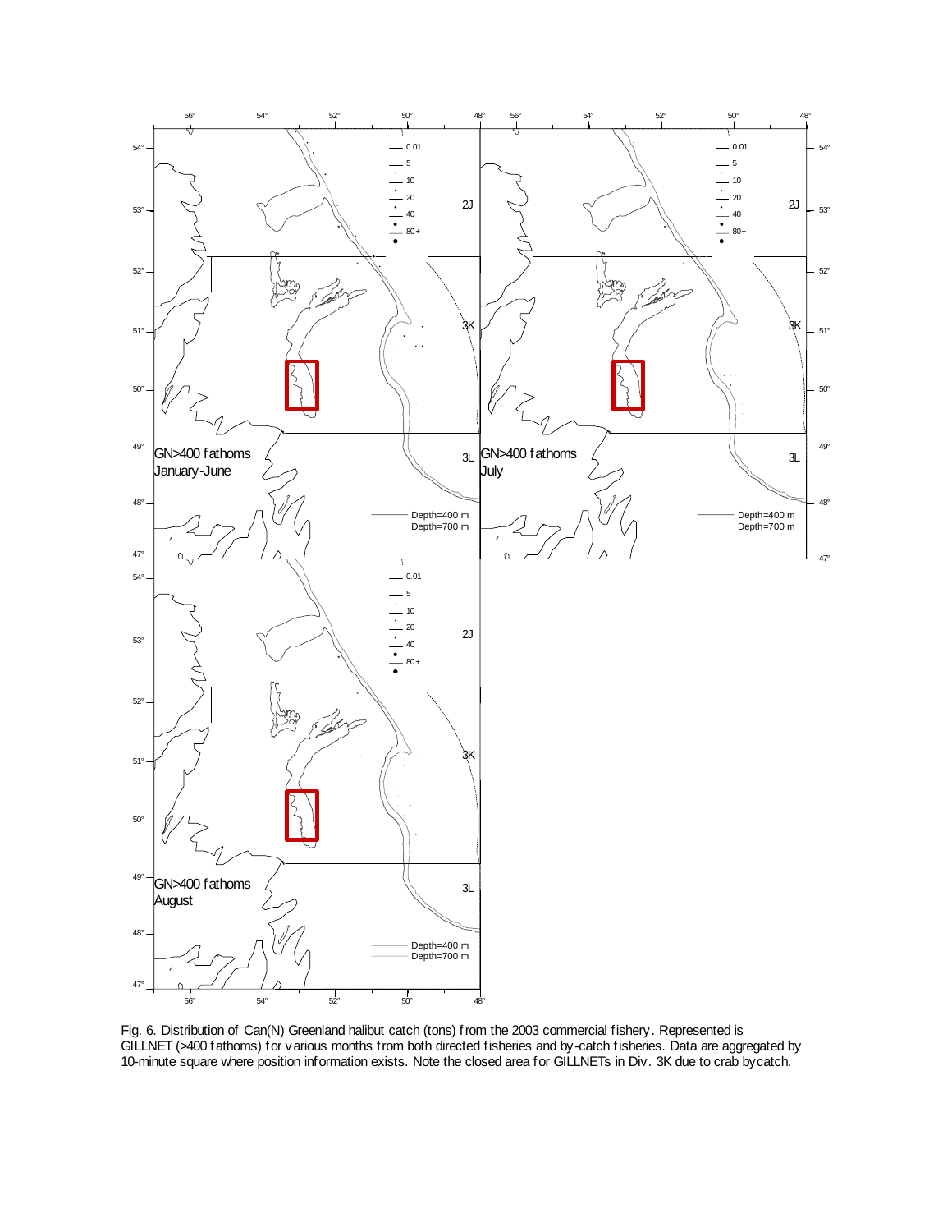Fig. 6. Distribution of Can(N) Greenland halibut catch (tons) from the 2003 commercial fishery. Represented is GILLNET (>400 fathoms) for various months from both directed fisheries and by-catch fisheries. Data are aggregated by 10-minute square where position information exists. Note the closed area for GILLNETs in Div. 3K due to crab bycatch.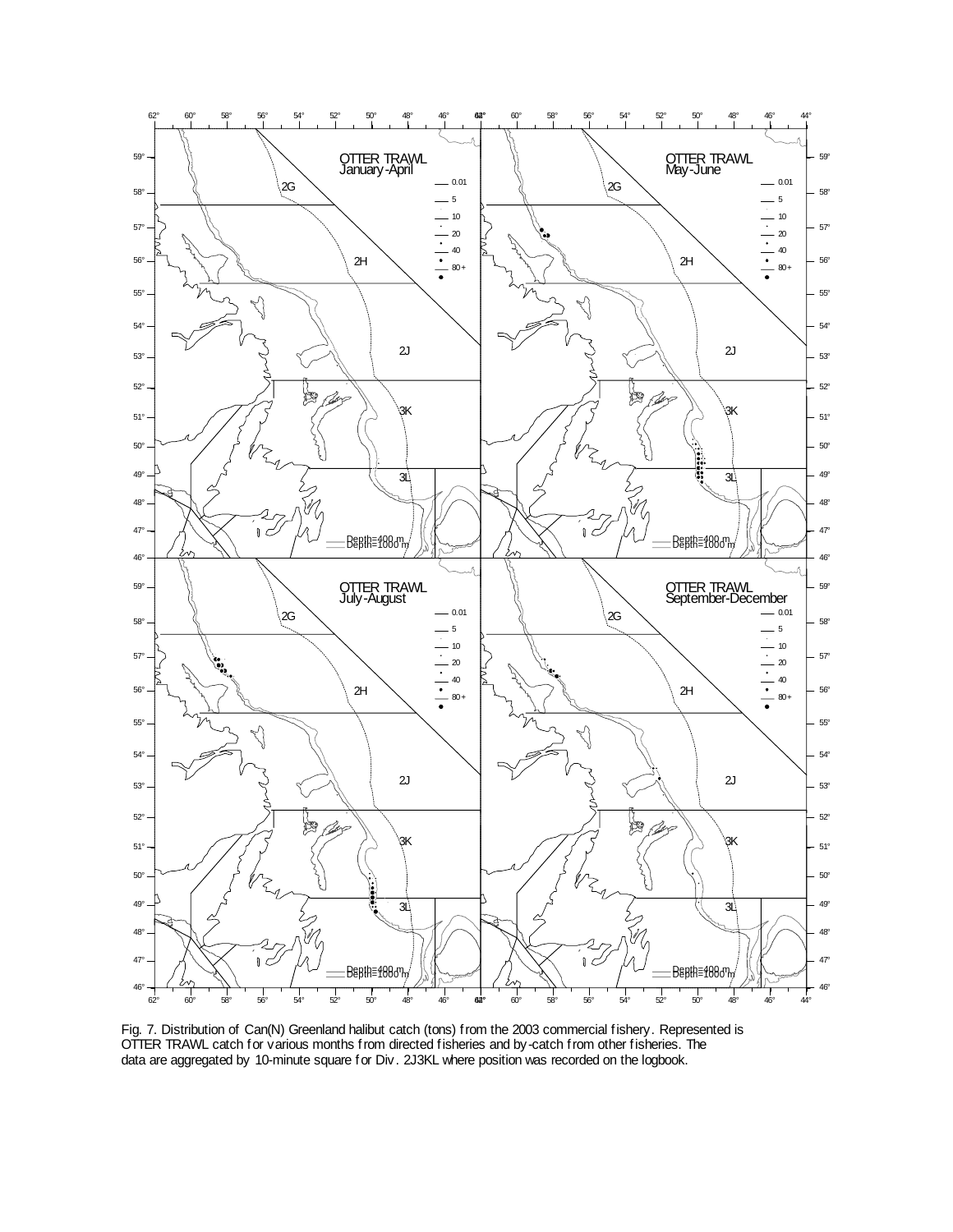OTTER TRAWL
January-April

0.01
5
10
20
40
80+

2G
2H
2J
3K
3L

Depth=400 m
Depth=1000 m

OTTER TRAWL
May-June

0.01
5
10
20
40
80+

2G
2H
2J
3K
3L

Depth=400 m
Depth=1000 m

OTTER TRAWL
July-August

0.01
5
10
20
40
80+

2G
2H
2J
3K
3L

Depth=400 m
Depth=1000 m

OTTER TRAWL
September-December

0.01
5
10
20
40
80+

2G
2H
2J
3K
3L

Depth=400 m
Depth=1000 m

62° 60° 58° 56° 54° 52° 50° 48° 46° 44°

59° 58° 57° 56° 55° 54° 53° 52° 51° 50° 49° 48° 47° 46°

Fig. 7. Distribution of Can(N) Greenland halibut catch (tons) from the 2003 commercial fishery. Represented is OTTER TRAWL catch for various months from directed fisheries and by-catch from other fisheries. The data are aggregated by 10-minute square for Div. 2J3KL where position was recorded on the logbook.